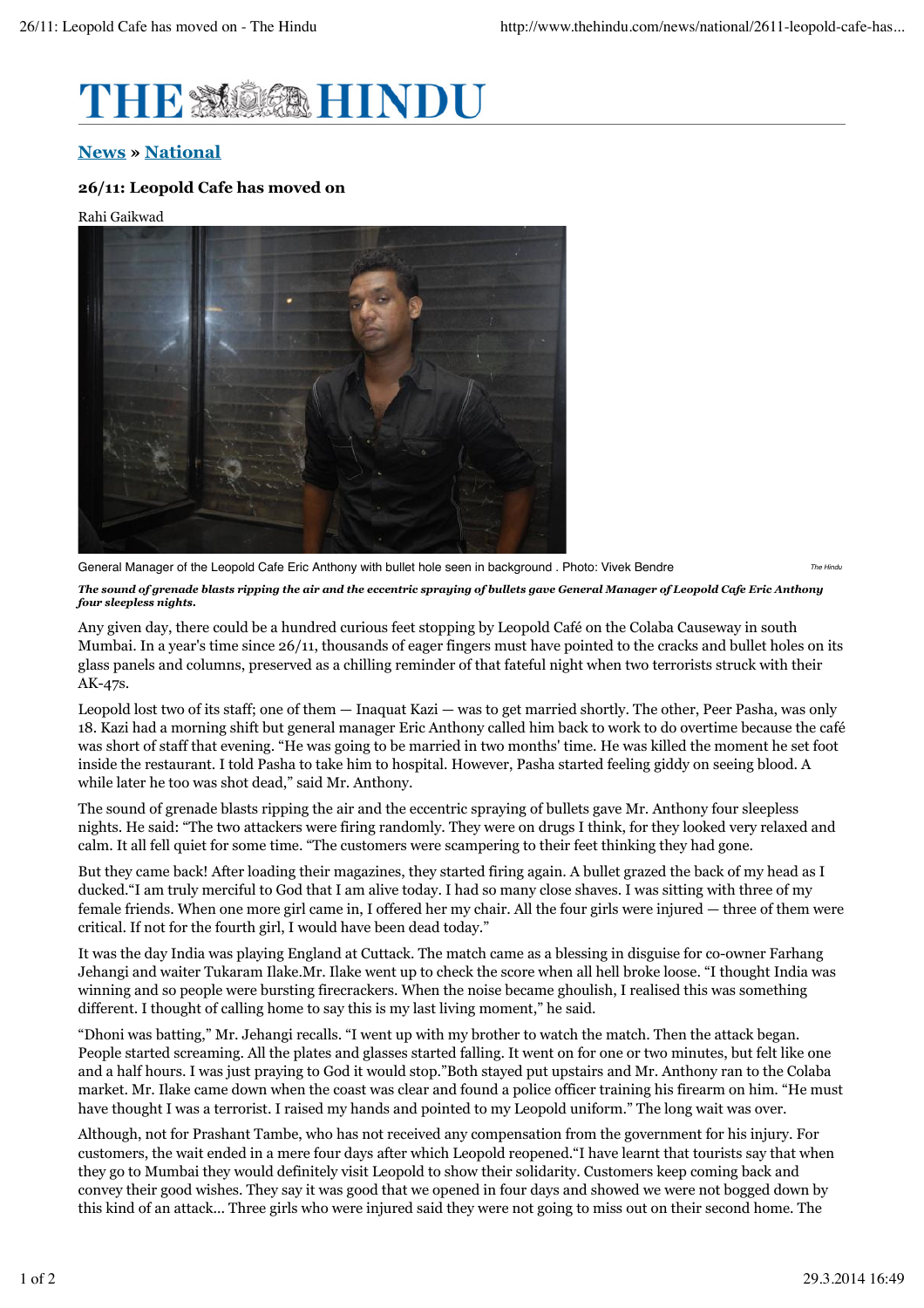# THE HINDU

**News » National**

### 26/11: Leopold Cafe has moved on

Rahi Gaikwad

General Manager of the Leopold Cafe Eric Anthony with bullet hole seen in background . Photo: Vivek Bendre *The Hindu*

***The sound of grenade blasts ripping the air and the eccentric spraying of bullets gave General Manager of Leopold Cafe Eric Anthony four sleepless nights.***

Any given day, there could be a hundred curious feet stopping by Leopold Café on the Colaba Causeway in south Mumbai. In a year's time since 26/11, thousands of eager fingers must have pointed to the cracks and bullet holes on its glass panels and columns, preserved as a chilling reminder of that fateful night when two terrorists struck with their AK-47s.

Leopold lost two of its staff; one of them — Inaquat Kazi — was to get married shortly. The other, Peer Pasha, was only 18. Kazi had a morning shift but general manager Eric Anthony called him back to work to do overtime because the café was short of staff that evening. "He was going to be married in two months' time. He was killed the moment he set foot inside the restaurant. I told Pasha to take him to hospital. However, Pasha started feeling giddy on seeing blood. A while later he too was shot dead," said Mr. Anthony.

The sound of grenade blasts ripping the air and the eccentric spraying of bullets gave Mr. Anthony four sleepless nights. He said: "The two attackers were firing randomly. They were on drugs I think, for they looked very relaxed and calm. It all fell quiet for some time. "The customers were scampering to their feet thinking they had gone.

But they came back! After loading their magazines, they started firing again. A bullet grazed the back of my head as I ducked."I am truly merciful to God that I am alive today. I had so many close shaves. I was sitting with three of my female friends. When one more girl came in, I offered her my chair. All the four girls were injured — three of them were critical. If not for the fourth girl, I would have been dead today."

It was the day India was playing England at Cuttack. The match came as a blessing in disguise for co-owner Farhang Jehangi and waiter Tukaram Ilake.Mr. Ilake went up to check the score when all hell broke loose. "I thought India was winning and so people were bursting firecrackers. When the noise became ghoulish, I realised this was something different. I thought of calling home to say this is my last living moment," he said.

"Dhoni was batting," Mr. Jehangi recalls. "I went up with my brother to watch the match. Then the attack began. People started screaming. All the plates and glasses started falling. It went on for one or two minutes, but felt like one and a half hours. I was just praying to God it would stop."Both stayed put upstairs and Mr. Anthony ran to the Colaba market. Mr. Ilake came down when the coast was clear and found a police officer training his firearm on him. "He must have thought I was a terrorist. I raised my hands and pointed to my Leopold uniform." The long wait was over.

Although, not for Prashant Tambe, who has not received any compensation from the government for his injury. For customers, the wait ended in a mere four days after which Leopold reopened."I have learnt that tourists say that when they go to Mumbai they would definitely visit Leopold to show their solidarity. Customers keep coming back and convey their good wishes. They say it was good that we opened in four days and showed we were not bogged down by this kind of an attack... Three girls who were injured said they were not going to miss out on their second home. The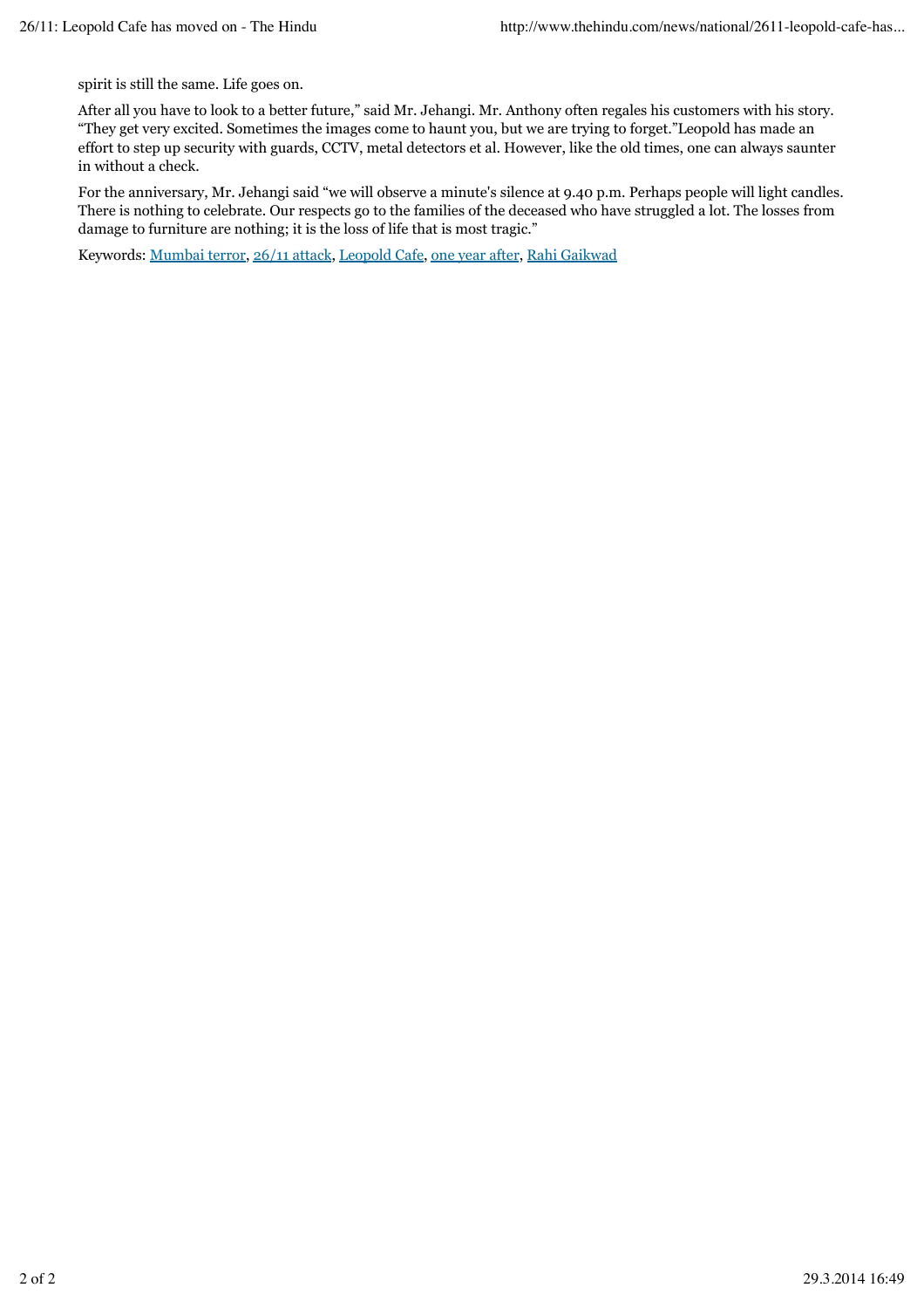spirit is still the same. Life goes on.

After all you have to look to a better future," said Mr. Jehangi. Mr. Anthony often regales his customers with his story. "They get very excited. Sometimes the images come to haunt you, but we are trying to forget."Leopold has made an effort to step up security with guards, CCTV, metal detectors et al. However, like the old times, one can always saunter in without a check.

For the anniversary, Mr. Jehangi said "we will observe a minute's silence at 9.40 p.m. Perhaps people will light candles. There is nothing to celebrate. Our respects go to the families of the deceased who have struggled a lot. The losses from damage to furniture are nothing; it is the loss of life that is most tragic."

Keywords: Mumbai terror, 26/11 attack, Leopold Cafe, one year after, Rahi Gaikwad